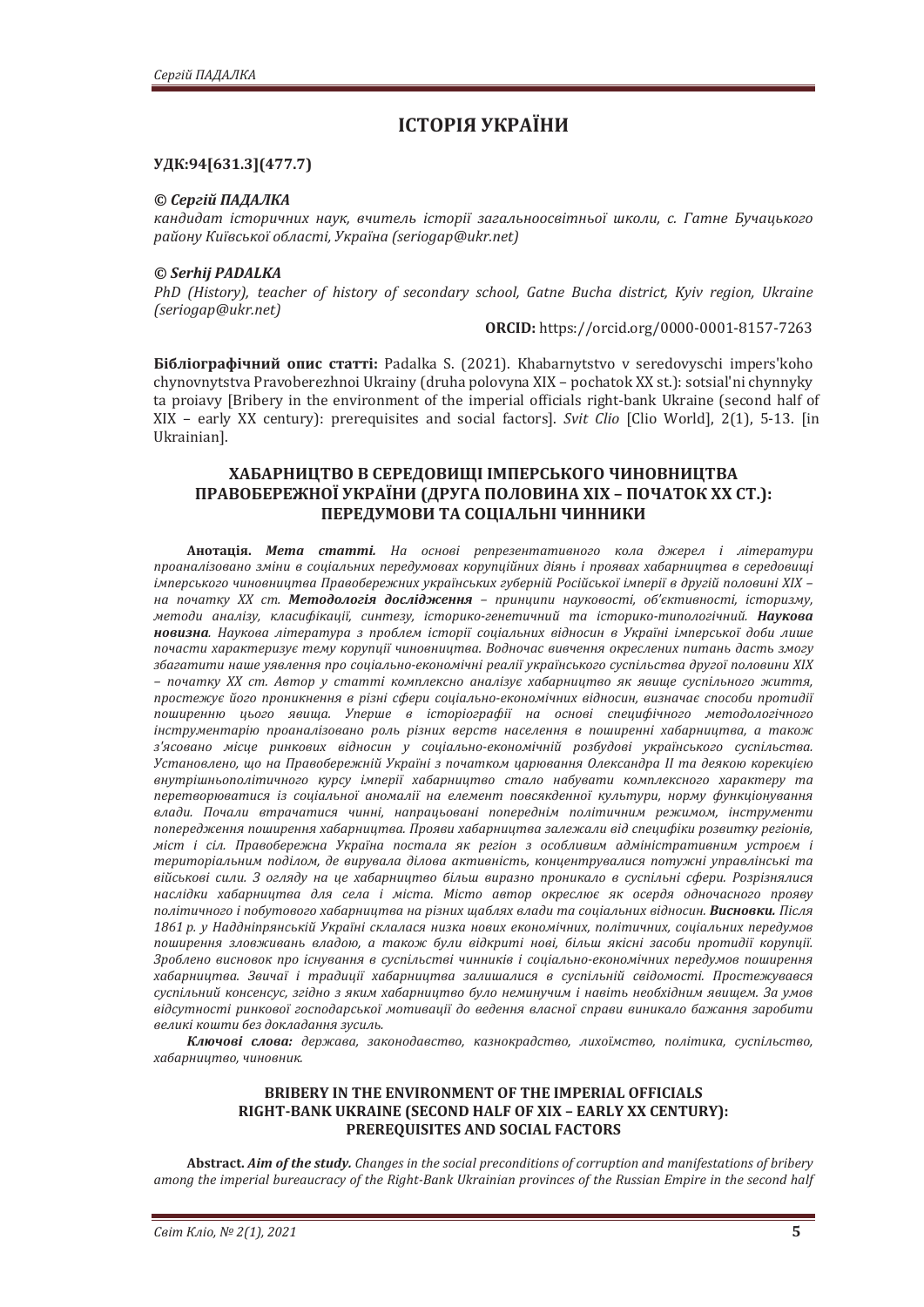# ІСТОРІЯ УКРАЇНИ

**УДК:94[631.3](477.7)**

***© Сергій ПАДАЛКА***
*кандидат історичних наук, вчитель історії загальноосвітньої школи, с. Гатне Бучацького району Київської області, Україна (seriogap@ukr.net)*

***© Serhij PADALKA***
*PhD (History), teacher of history of secondary school, Gatne Bucha district, Kyiv region, Ukraine (seriogap@ukr.net)*

**ORCID:** https://orcid.org/0000-0001-8157-7263

**Бібліографічний опис статті:** Padalka S. (2021). Khabarnytstvo v seredovyschi impers'koho chynovnytstva Pravoberezhnoi Ukrainy (druha polovyna XIX – pochatok XX st.): sotsial'ni chynnyky ta proiavy [Bribery in the environment of the imperial officials right-bank Ukraine (second half of XIX – early XX century): prerequisites and social factors]. *Svit Clio* [Clio World], 2(1), 5-13. [in Ukrainian].

## ХАБАРНИЦТВО В СЕРЕДОВИЩІ ІМПЕРСЬКОГО ЧИНОВНИЦТВА ПРАВОБЕРЕЖНОЇ УКРАЇНИ (ДРУГА ПОЛОВИНА ХІХ – ПОЧАТОК ХХ СТ.): ПЕРЕДУМОВИ ТА СОЦІАЛЬНІ ЧИННИКИ

**Анотація.** ***Мета статті.*** *На основі репрезентативного кола джерел і літератури проаналізовано зміни в соціальних передумовах корупційних діянь і проявах хабарництва в середовищі імперського чиновництва Правобережних українських губерній Російської імперії в другій половині ХІХ – на початку ХХ ст.* ***Методологія дослідження*** *– принципи науковості, об'єктивності, історизму, методи аналізу, класифікації, синтезу, історико-генетичний та історико-типологічний.* ***Наукова новизна****. Наукова література з проблем історії соціальних відносин в Україні імперської доби лише почасти характеризує тему корупції чиновництва. Водночас вивчення окреслених питань дасть змогу збагатити наше уявлення про соціально-економічні реалії українського суспільства другої половини ХІХ – початку ХХ ст. Автор у статті комплексно аналізує хабарництво як явище суспільного життя, простежує його проникнення в різні сфери соціально-економічних відносин, визначає способи протидії поширенню цього явища. Уперше в історіографії на основі специфічного методологічного інструментарію проаналізовано роль різних верств населення в поширенні хабарництва, а також з'ясовано місце ринкових відносин у соціально-економічній розбудові українського суспільства. Установлено, що на Правобережній Україні з початком царювання Олександра ІІ та деякою корекцією внутрішньополітичного курсу імперії хабарництво стало набувати комплексного характеру та перетворюватися із соціальної аномалії на елемент повсякденної культури, норму функціонування влади. Почали втрачатися чинні, напрацьовані попереднім політичним режимом, інструменти попередження поширення хабарництва. Прояви хабарництва залежали від специфіки розвитку регіонів, міст і сіл. Правобережна Україна постала як регіон з особливим адміністративним устроєм і територіальним поділом, де вирувала ділова активність, концентрувалися потужні управлінські та військові сили. З огляду на це хабарництво більш виразно проникало в суспільні сфери. Розрізнялися наслідки хабарництва для села і міста. Місто автор окреслює як осердя одночасного прояву політичного і побутового хабарництва на різних щаблях влади та соціальних відносин.* ***Висновки.*** *Після 1861 р. у Наддніпрянській Україні склалася низка нових економічних, політичних, соціальних передумов поширення зловживань владою, а також були відкриті нові, більш якісні засоби протидії корупції. Зроблено висновок про існування в суспільстві чинників і соціально-економічних передумов поширення хабарництва. Звичаї і традиції хабарництва залишалися в суспільній свідомості. Простежувався суспільний консенсус, згідно з яким хабарництво було неминучим і навіть необхідним явищем. За умов відсутності ринкової господарської мотивації до ведення власної справи виникало бажання заробити великі кошти без докладання зусиль.*

***Ключові слова:*** *держава, законодавство, казнокрадство, лихоїмство, політика, суспільство, хабарництво, чиновник.*

### BRIBERY IN THE ENVIRONMENT OF THE IMPERIAL OFFICIALS RIGHT-BANK UKRAINE (SECOND HALF OF XIX – EARLY XX CENTURY): PREREQUISITES AND SOCIAL FACTORS

**Abstract.** ***Aim of the study.*** *Changes in the social preconditions of corruption and manifestations of bribery among the imperial bureaucracy of the Right-Bank Ukrainian provinces of the Russian Empire in the second half*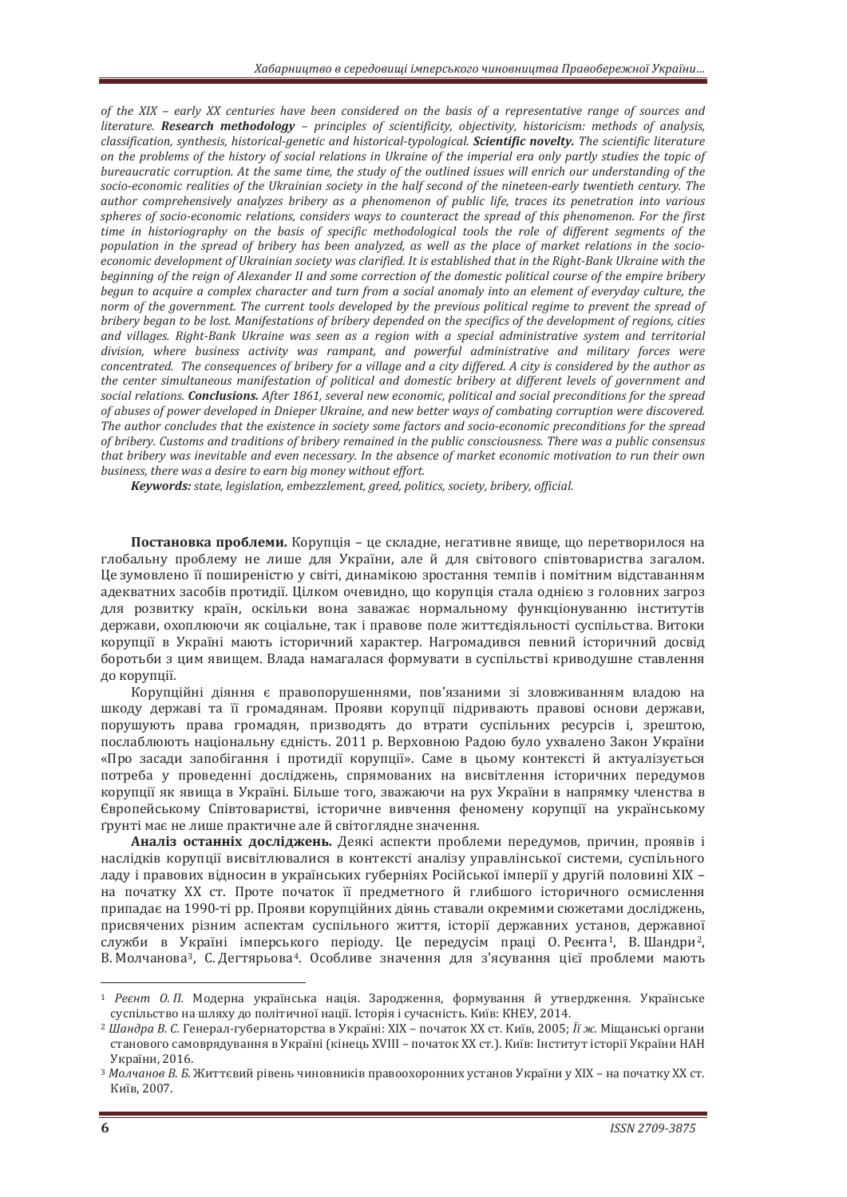*of the XIX – early XX centuries have been considered on the basis of a representative range of sources and literature.* ***Research methodology*** *– principles of scientificity, objectivity, historicism: methods of analysis, classification, synthesis, historical-genetic and historical-typological.* ***Scientific novelty.*** *The scientific literature on the problems of the history of social relations in Ukraine of the imperial era only partly studies the topic of bureaucratic corruption. At the same time, the study of the outlined issues will enrich our understanding of the socio-economic realities of the Ukrainian society in the half second of the nineteen-early twentieth century. The author comprehensively analyzes bribery as a phenomenon of public life, traces its penetration into various spheres of socio-economic relations, considers ways to counteract the spread of this phenomenon. For the first time in historiography on the basis of specific methodological tools the role of different segments of the population in the spread of bribery has been analyzed, as well as the place of market relations in the socio-economic development of Ukrainian society was clarified. It is established that in the Right-Bank Ukraine with the beginning of the reign of Alexander II and some correction of the domestic political course of the empire bribery begun to acquire a complex character and turn from a social anomaly into an element of everyday culture, the norm of the government. The current tools developed by the previous political regime to prevent the spread of bribery began to be lost. Manifestations of bribery depended on the specifics of the development of regions, cities and villages. Right-Bank Ukraine was seen as a region with a special administrative system and territorial division, where business activity was rampant, and powerful administrative and military forces were concentrated. The consequences of bribery for a village and a city differed. A city is considered by the author as the center simultaneous manifestation of political and domestic bribery at different levels of government and social relations.* ***Conclusions.*** *After 1861, several new economic, political and social preconditions for the spread of abuses of power developed in Dnieper Ukraine, and new better ways of combating corruption were discovered. The author concludes that the existence in society some factors and socio-economic preconditions for the spread of bribery. Customs and traditions of bribery remained in the public consciousness. There was a public consensus that bribery was inevitable and even necessary. In the absence of market economic motivation to run their own business, there was a desire to earn big money without effort.*

***Keywords:*** *state, legislation, embezzlement, greed, politics, society, bribery, official.*

**Постановка проблеми.** Корупція – це складне, негативне явище, що перетворилося на глобальну проблему не лише для України, але й для світового співтовариства загалом. Це зумовлено її поширеністю у світі, динамікою зростання темпів і помітним відставанням адекватних засобів протидії. Цілком очевидно, що корупція стала однією з головних загроз для розвитку країн, оскільки вона заважає нормальному функціонуванню інститутів держави, охоплюючи як соціальне, так і правове поле життєдіяльності суспільства. Витоки корупції в Україні мають історичний характер. Нагромадився певний історичний досвід боротьби з цим явищем. Влада намагалася формувати в суспільстві криводушне ставлення до корупції.

Корупційні діяння є правопорушеннями, пов'язаними зі зловживанням владою на шкоду державі та її громадянам. Прояви корупції підривають правові основи держави, порушують права громадян, призводять до втрати суспільних ресурсів і, зрештою, послаблюють національну єдність. 2011 р. Верховною Радою було ухвалено Закон України «Про засади запобігання і протидії корупції». Саме в цьому контексті й актуалізується потреба у проведенні досліджень, спрямованих на висвітлення історичних передумов корупції як явища в Україні. Більше того, зважаючи на рух України в напрямку членства в Європейському Співтоваристві, історичне вивчення феномену корупції на українському ґрунті має не лише практичне але й світоглядне значення.

**Аналіз останніх досліджень.** Деякі аспекти проблеми передумов, причин, проявів і наслідків корупції висвітлювалися в контексті аналізу управлінської системи, суспільного ладу і правових відносин в українських губерніях Російської імперії у другій половині XIX – на початку XX ст. Проте початок її предметного й глибшого історичного осмислення припадає на 1990-ті рр. Прояви корупційних діянь ставали окремими сюжетами досліджень, присвячених різним аспектам суспільного життя, історії державних установ, державної служби в Україні імперського періоду. Це передусім праці О. Реєнта[1], В. Шандри[2], В. Молчанова[3], С. Дегтярьова[4]. Особливе значення для з'ясування цієї проблеми мають

---

[1] *Реєнт О. П.* Модерна українська нація. Зародження, формування й утвердження. Українське суспільство на шляху до політичної нації. Історія і сучасність. Київ: КНЕУ, 2014.

[2] *Шандра В. С.* Генерал-губернаторства в Україні: XIX – початок XX ст. Київ, 2005; *Її ж.* Міщанські органи станового самоврядування в Україні (кінець XVIII – початок XX ст.). Київ: Інститут історії України НАН України, 2016.

[3] *Молчанов В. Б.* Життєвий рівень чиновників правоохоронних установ України у XIX – на початку XX ст. Київ, 2007.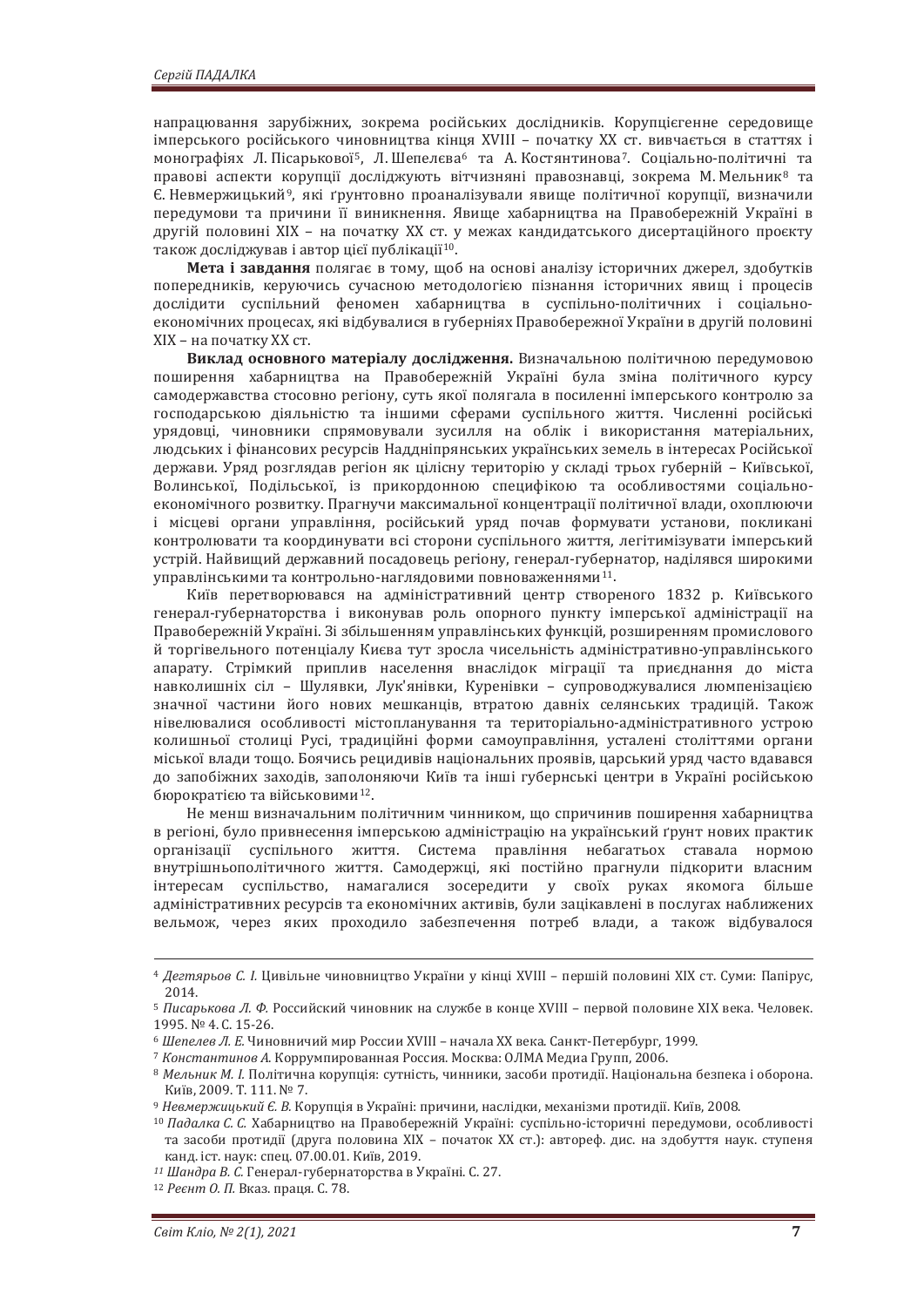напрацювання зарубіжних, зокрема російських дослідників. Корупцієгенне середовище імперського російського чиновництва кінця XVIII – початку XX ст. вивчається в статтях і монографіях Л. Пісарькової[5], Л. Шепелєва[6] та А. Костянтинова[7]. Соціально-політичні та правові аспекти корупції досліджують вітчизняні правознавці, зокрема М. Мельник[8] та Є. Невмержицький[9], які ґрунтовно проаналізували явище політичної корупції, визначили передумови та причини її виникнення. Явище хабарництва на Правобережній Україні в другій половині XIX – на початку XX ст. у межах кандидатського дисертаційного проєкту також досліджував і автор цієї публікації[10].

**Мета і завдання** полягає в тому, щоб на основі аналізу історичних джерел, здобутків попередників, керуючись сучасною методологією пізнання історичних явищ і процесів дослідити суспільний феномен хабарництва в суспільно-політичних і соціально-економічних процесах, які відбувалися в губерніях Правобережної України в другій половині XIX – на початку XX ст.

**Виклад основного матеріалу дослідження.** Визначальною політичною передумовою поширення хабарництва на Правобережній Україні була зміна політичного курсу самодержавства стосовно регіону, суть якої полягала в посиленні імперського контролю за господарською діяльністю та іншими сферами суспільного життя. Численні російські урядовці, чиновники спрямовували зусилля на облік і використання матеріальних, людських і фінансових ресурсів Наддніпрянських українських земель в інтересах Російської держави. Уряд розглядав регіон як цілісну територію у складі трьох губерній – Київської, Волинської, Подільської, із прикордонною специфікою та особливостями соціально-економічного розвитку. Прагнучи максимальної концентрації політичної влади, охоплюючи і місцеві органи управління, російський уряд почав формувати установи, покликані контролювати та координувати всі сторони суспільного життя, легітимізувати імперський устрій. Найвищий державний посадовець регіону, генерал-губернатор, наділявся широкими управлінськими та контрольно-наглядовими повноваженнями[11].

Київ перетворювався на адміністративний центр створеного 1832 р. Київського генерал-губернаторства і виконував роль опорного пункту імперської адміністрації на Правобережній Україні. Зі збільшенням управлінських функцій, розширенням промислового й торгівельного потенціалу Києва тут зросла чисельність адміністративно-управлінського апарату. Стрімкий приплив населення внаслідок міграції та приєднання до міста навколишніх сіл – Шулявки, Лук'янівки, Куренівки – супроводжувалися люмпенізацією значної частини його нових мешканців, втратою давніх селянських традицій. Також нівелювалися особливості містопланування та територіально-адміністративного устрою колишньої столиці Русі, традиційні форми самоуправління, усталені століттями органи міської влади тощо. Боячись рецидивів національних проявів, царський уряд часто вдавався до запобіжних заходів, заполоняючи Київ та інші губернські центри в Україні російською бюрократією та військовими[12].

Не менш визначальним політичним чинником, що спричинив поширення хабарництва в регіоні, було привнесення імперською адміністрацію на український ґрунт нових практик організації суспільного життя. Система правління небагатьох ставала нормою внутрішньополітичного життя. Самодержці, які постійно прагнули підкорити власним інтересам суспільство, намагалися зосередити у своїх руках якомога більше адміністративних ресурсів та економічних активів, були зацікавлені в послугах наближених вельмож, через яких проходило забезпечення потреб влади, а також відбувалося

---

[4] *Дегтярьов С. І.* Цивільне чиновництво України у кінці XVIII – першій половині XIX ст. Суми: Папірус, 2014.

[5] *Писарькова Л. Ф.* Российский чиновник на службе в конце XVIII – первой половине XIX века. Человек. 1995. № 4. С. 15-26.

[6] *Шепелев Л. Е.* Чиновничий мир России XVIII – начала XX века. Санкт-Петербург, 1999.

[7] *Константинов А.* Коррумпированная Россия. Москва: ОЛМА Медиа Групп, 2006.

[8] *Мельник М. І.* Політична корупція: сутність, чинники, засоби протидії. Національна безпека і оборона. Київ, 2009. Т. 111. № 7.

[9] *Невмержицький Є. В.* Корупція в Україні: причини, наслідки, механізми протидії. Київ, 2008.

[10] *Падалка С. С.* Хабарництво на Правобережній Україні: суспільно-історичні передумови, особливості та засоби протидії (друга половина XIX – початок XX ст.): автореф. дис. на здобуття наук. ступеня канд. іст. наук: спец. 07.00.01. Київ, 2019.

[11] *Шандра В. С.* Генерал-губернаторства в Україні. С. 27.

[12] *Реєнт О. П.* Вказ. праця. С. 78.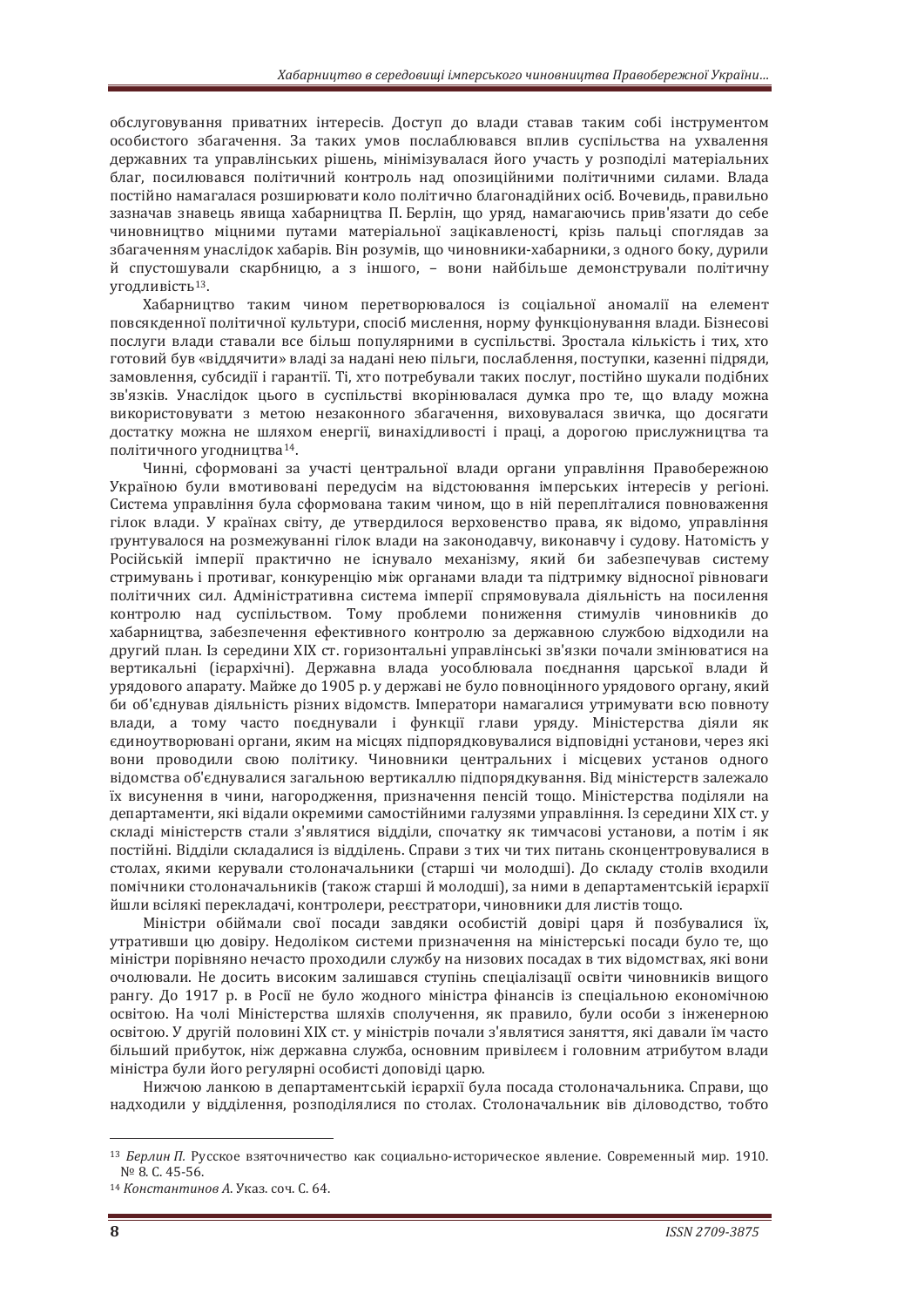обслуговування приватних інтересів. Доступ до влади ставав таким собі інструментом особистого збагачення. За таких умов послаблювався вплив суспільства на ухвалення державних та управлінських рішень, мінімізувалася його участь у розподілі матеріальних благ, посилювався політичний контроль над опозиційними політичними силами. Влада постійно намагалася розширювати коло політично благонадійних осіб. Вочевидь, правильно зазначав знавець явища хабарництва П. Берлін, що уряд, намагаючись прив'язати до себе чиновництво міцними путами матеріальної зацікавленості, крізь пальці споглядав за збагаченням унаслідок хабарів. Він розумів, що чиновники-хабарники, з одного боку, дурили й спустошували скарбницю, а з іншого, – вони найбільше демонстрували політичну угодливість[13].

Хабарництво таким чином перетворювалося із соціальної аномалії на елемент повсякденної політичної культури, спосіб мислення, норму функціонування влади. Бізнесові послуги влади ставали все більш популярними в суспільстві. Зростала кількість і тих, хто готовий був «віддячити» владі за надані нею пільги, послаблення, поступки, казенні підряди, замовлення, субсидії і гарантії. Ті, хто потребували таких послуг, постійно шукали подібних зв'язків. Унаслідок цього в суспільстві вкорінювалася думка про те, що владу можна використовувати з метою незаконного збагачення, виховувалася звичка, що досягати достатку можна не шляхом енергії, винахідливості і праці, а дорогою прислужництва та політичного угодництва[14].

Чинні, сформовані за участі центральної влади органи управління Правобережною Україною були вмотивовані передусім на відстоювання імперських інтересів у регіоні. Система управління була сформована таким чином, що в ній перепліталися повноваження гілок влади. У країнах світу, де утвердилося верховенство права, як відомо, управління ґрунтувалося на розмежуванні гілок влади на законодавчу, виконавчу і судову. Натомість у Російській імперії практично не існувало механізму, який би забезпечував систему стримувань і противаг, конкуренцію між органами влади та підтримку відносної рівноваги політичних сил. Адміністративна система імперії спрямовувала діяльність на посилення контролю над суспільством. Тому проблеми пониження стимулів чиновників до хабарництва, забезпечення ефективного контролю за державною службою відходили на другий план. Із середини XIX ст. горизонтальні управлінські зв'язки почали змінюватися на вертикальні (ієрархічні). Державна влада уособлювала поєднання царської влади й урядового апарату. Майже до 1905 р. у державі не було повноцінного урядового органу, який би об'єднував діяльність різних відомств. Імператори намагалися утримувати всю повноту влади, а тому часто поєднували і функції глави уряду. Міністерства діяли як єдиноутворювані органи, яким на місцях підпорядковувалися відповідні установи, через які вони проводили свою політику. Чиновники центральних і місцевих установ одного відомства об'єднувалися загальною вертикаллю підпорядкування. Від міністерств залежало їх висунення в чини, нагородження, призначення пенсій тощо. Міністерства поділяли на департаменти, які відали окремими самостійними галузями управління. Із середини XIX ст. у складі міністерств стали з'являтися відділи, спочатку як тимчасові установи, а потім і як постійні. Відділи складалися із відділень. Справи з тих чи тих питань сконцентровувалися в столах, якими керували столоначальники (старші чи молодші). До складу столів входили помічники столоначальників (також старші й молодші), за ними в департаментській ієрархії йшли всілякі перекладачі, контролери, реєстратори, чиновники для листів тощо.

Міністри обіймали свої посади завдяки особистій довірі царя й позбувалися їх, утративши цю довіру. Недоліком системи призначення на міністерські посади було те, що міністри порівняно нечасто проходили службу на низових посадах в тих відомствах, які вони очолювали. Не досить високим залишався ступінь спеціалізації освіти чиновників вищого рангу. До 1917 р. в Росії не було жодного міністра фінансів із спеціальною економічною освітою. На чолі Міністерства шляхів сполучення, як правило, були особи з інженерною освітою. У другій половині XIX ст. у міністрів почали з'являтися заняття, які давали їм часто більший прибуток, ніж державна служба, основним привілеєм і головним атрибутом влади міністра були його регулярні особисті доповіді царю.

Нижчою ланкою в департаментській ієрархії була посада столоначальника. Справи, що надходили у відділення, розподілялися по столах. Столоначальник вів діловодство, тобто

---

[13] *Берлин П.* Русское взяточничество как социально-историческое явление. Современный мир. 1910. № 8. С. 45-56.

[14] *Константинов А.* Указ. соч. С. 64.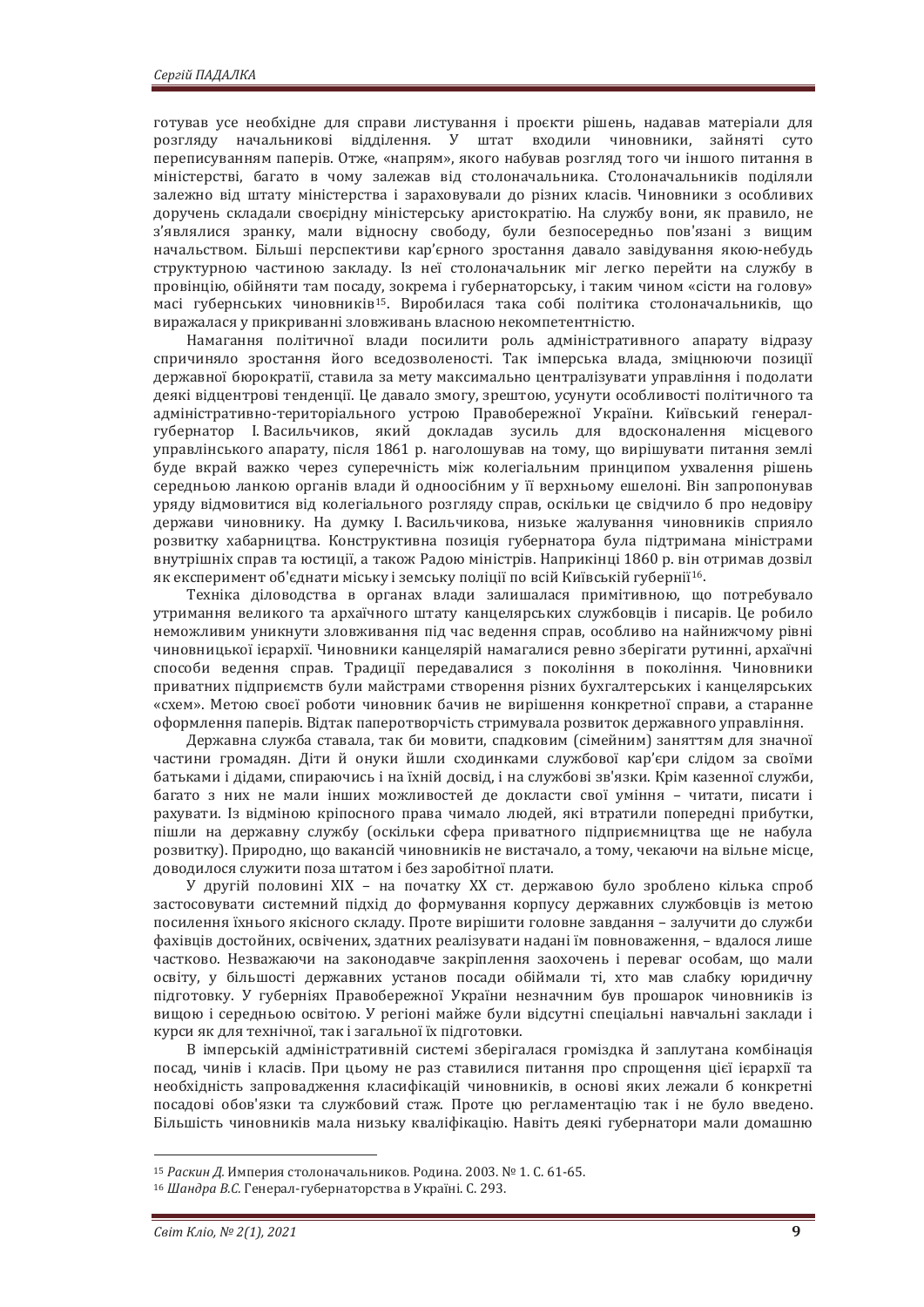готував усе необхідне для справи листування і проєкти рішень, надавав матеріали для розгляду начальникові відділення. У штат входили чиновники, зайняті суто переписуванням паперів. Отже, «напрям», якого набував розгляд того чи іншого питання в міністерстві, багато в чому залежав від столоначальника. Столоначальників поділяли залежно від штату міністерства і зараховували до різних класів. Чиновники з особливих доручень складали своєрідну міністерську аристократію. На службу вони, як правило, не з'являлися зранку, мали відносну свободу, були безпосередньо пов'язані з вищим начальством. Більші перспективи кар'єрного зростання давало завідування якою-небудь структурною частиною закладу. Із неї столоначальник міг легко перейти на службу в провінцію, обійняти там посаду, зокрема і губернаторську, і таким чином «сісти на голову» масі губернських чиновників[15]. Виробилася така собі політика столоначальників, що виражалася у прикриванні зловживань власною некомпетентністю.

Намагання політичної влади посилити роль адміністративного апарату відразу спричиняло зростання його вседозволеності. Так імперська влада, зміцнюючи позиції державної бюрократії, ставила за мету максимально централізувати управління і подолати деякі відцентрові тенденції. Це давало змогу, зрештою, усунути особливості політичного та адміністративно-територіального устрою Правобережної України. Київський генерал-губернатор І. Васильчиков, який докладав зусиль для вдосконалення місцевого управлінського апарату, після 1861 р. наголошував на тому, що вирішувати питання землі буде вкрай важко через суперечність між колегіальним принципом ухвалення рішень середньою ланкою органів влади й одноосібним у її верхньому ешелоні. Він запропонував уряду відмовитися від колегіального розгляду справ, оскільки це свідчило б про недовіру держави чиновнику. На думку І. Васильчикова, низьке жалування чиновників сприяло розвитку хабарництва. Конструктивна позиція губернатора була підтримана міністрами внутрішніх справ та юстиції, а також Радою міністрів. Наприкінці 1860 р. він отримав дозвіл як експеримент об'єднати міську і земську поліції по всій Київській губернії[16].

Техніка діловодства в органах влади залишалася примітивною, що потребувало утримання великого та архаїчного штату канцелярських службовців і писарів. Це робило неможливим уникнути зловживання під час ведення справ, особливо на найнижчому рівні чиновницької ієрархії. Чиновники канцелярій намагалися ревно зберігати рутинні, архаїчні способи ведення справ. Традиції передавалися з покоління в покоління. Чиновники приватних підприємств були майстрами створення різних бухгалтерських і канцелярських «схем». Метою своєї роботи чиновник бачив не вирішення конкретної справи, а старанне оформлення паперів. Відтак паперотворчість стримувала розвиток державного управління.

Державна служба ставала, так би мовити, спадковим (сімейним) заняттям для значної частини громадян. Діти й онуки йшли сходинками службової кар'єри слідом за своїми батьками і дідами, спираючись і на їхній досвід, і на службові зв'язки. Крім казенної служби, багато з них не мали інших можливостей де докласти свої уміння – читати, писати і рахувати. Із відміною кріпосного права чимало людей, які втратили попередні прибутки, пішли на державну службу (оскільки сфера приватного підприємництва ще не набула розвитку). Природно, що вакансій чиновників не вистачало, а тому, чекаючи на вільне місце, доводилося служити поза штатом і без заробітної плати.

У другій половині XIX – на початку XX ст. державою було зроблено кілька спроб застосовувати системний підхід до формування корпусу державних службовців із метою посилення їхнього якісного складу. Проте вирішити головне завдання – залучити до служби фахівців достойних, освічених, здатних реалізувати надані їм повноваження, – вдалося лише частково. Незважаючи на законодавче закріплення заохочень і переваг особам, що мали освіту, у більшості державних установ посади обіймали ті, хто мав слабку юридичну підготовку. У губерніях Правобережної України незначним був прошарок чиновників із вищою і середньою освітою. У регіоні майже були відсутні спеціальні навчальні заклади і курси як для технічної, так і загальної їх підготовки.

В імперській адміністративній системі зберігалася громіздка й заплутана комбінація посад, чинів і класів. При цьому не раз ставилися питання про спрощення цієї ієрархії та необхідність запровадження класифікацій чиновників, в основі яких лежали б конкретні посадові обов'язки та службовий стаж. Проте цю регламентацію так і не було введено. Більшість чиновників мала низьку кваліфікацію. Навіть деякі губернатори мали домашню

---

[15] *Раскин Д.* Империя столоначальников. Родина. 2003. № 1. С. 61-65.

[16] *Шандра В.С.* Генерал-губернаторства в Україні. С. 293.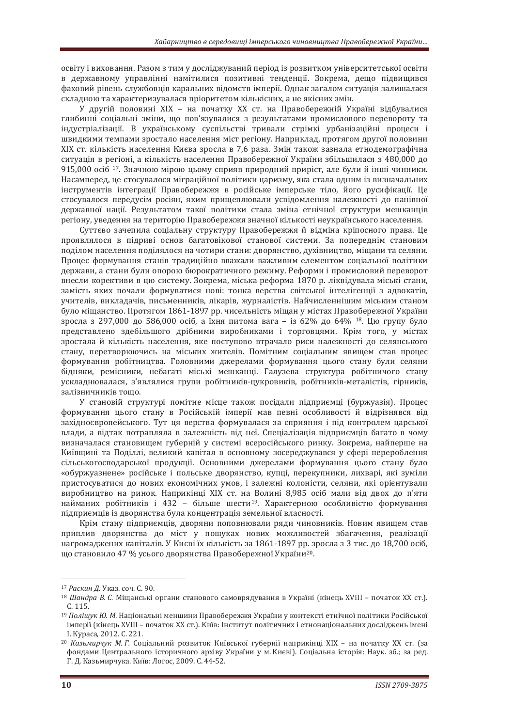освіту і виховання. Разом з тим у досліджуваний період із розвитком університетської освіти в державному управлінні намітилися позитивні тенденції. Зокрема, дещо підвищився фаховий рівень службовців каральних відомств імперії. Однак загалом ситуація залишалася складною та характеризувалася пріоритетом кількісних, а не якісних змін.

У другій половині XIX – на початку XX ст. на Правобережній Україні відбувалися глибинні соціальні зміни, що пов'язувалися з результатами промислового перевороту та індустріалізації. В українському суспільстві тривали стрімкі урбанізаційні процеси і швидкими темпами зростало населення міст регіону. Наприклад, протягом другої половини XIX ст. кількість населення Києва зросла в 7,6 раза. Змін також зазнала етнодемографічна ситуація в регіоні, а кількість населення Правобережної України збільшилася з 480,000 до 915,000 осіб [17]. Значною мірою цьому сприяв природний приріст, але були й інші чинники. Насамперед, це стосувалося міграційної політики царизму, яка стала одним із визначальних інструментів інтеграції Правобережжя в російське імперське тіло, його русифікації. Це стосувалося передусім росіян, яким прищеплювали усвідомлення належності до панівної державної нації. Результатом такої політики стала зміна етнічної структури мешканців регіону, уведення на територію Правобережжя значної кількості неукраїнського населення.

Суттєво зачепила соціальну структуру Правобережжя й відміна кріпосного права. Це проявлялося в підриві основ багатовікової станової системи. За попереднім становим поділом населення поділялося на чотири стани: дворянство, духівництво, міщани та селяни. Процес формування станів традиційно вважали важливим елементом соціальної політики держави, а стани були опорою бюрократичного режиму. Реформи і промисловий переворот внесли корективи в цю систему. Зокрема, міська реформа 1870 р. ліквідувала міські стани, замість яких почали формуватися нові: тонка верства світської інтелігенції з адвокатів, учителів, викладачів, письменників, лікарів, журналістів. Найчисленнішим міським станом було міщанство. Протягом 1861-1897 рр. чисельність міщан у містах Правобережної України зросла з 297,000 до 586,000 осіб, а їхня питома вага – із 62% до 64% [18]. Цю групу було представлено здебільшого дрібними виробниками і торговцями. Крім того, у містах зросла й кількість населення, яке поступово втрачало риси належності до селянського стану, перетворюючись на міських жителів. Помітним соціальним явищем став процес формування робітництва. Головними джерелами формування цього стану були селяни бідняки, ремісники, небагаті міські мешканці. Галузева структура робітничого стану ускладнювалася, з'являлися групи робітників-цукровиків, робітників-металістів, гірників, залізничників тощо.

У становій структурі помітне місце також посідали підприємці (буржуазія). Процес формування цього стану в Російській імперії мав певні особливості й відрізнявся від західноєвропейського. Тут ця верства формувалася за сприяння і під контролем царської влади, а відтак потрапляла в залежність від неї. Спеціалізація підприємців багато в чому визначалася становищем губерній у системі всеросійського ринку. Зокрема, найперше на Київщині та Поділлі, великий капітал в основному зосереджувався у сфері переоблення сільськогосподарської продукції. Основними джерелами формування цього стану було «обуржуазнене» російське і польське дворянство, купці, перекупники, лихварі, які зуміли пристосуватися до нових економічних умов, і залежні колоністи, селяни, які орієнтували виробництво на ринок. Наприкінці XIX ст. на Волині 8,985 осіб мали від двох до п'яти найманих робітників і 432 – більше шести[19]. Характерною особливістю формування підприємців із дворянства була концентрація земельної власності.

Крім стану підприємців, дворяни поповнювали ряди чиновників. Новим явищем став приплив дворянства до міст у пошуках нових можливостей збагачення, реалізації нагромаджених капіталів. У Києві їх кількість за 1861-1897 рр. зросла з 3 тис. до 18,700 осіб, що становило 47 % усього дворянства Правобережної України[20].

---

[17] *Раскин Д.* Указ. соч. С. 90.

[18] *Шандра В. С.* Міщанські органи станового самоврядування в Україні (кінець XVIII – початок XX ст.). С. 115.

[19] *Поліщук Ю. М.* Національні меншини Правобережжя України у контексті етнічної політики Російської імперії (кінець XVIII – початок XX ст.). Київ: Інститут політичних і етнонаціональних досліджень імені І. Кураса, 2012. С. 221.

[20] *Казьмирчук М. Г.* Соціальний розвиток Київської губернії наприкінці XIX – на початку XX ст. (за фондами Центрального історичного архіву України у м. Києві). Соціальна історія: Наук. зб.; за ред. Г. Д. Казьмирчука. Київ: Логос, 2009. С. 44-52.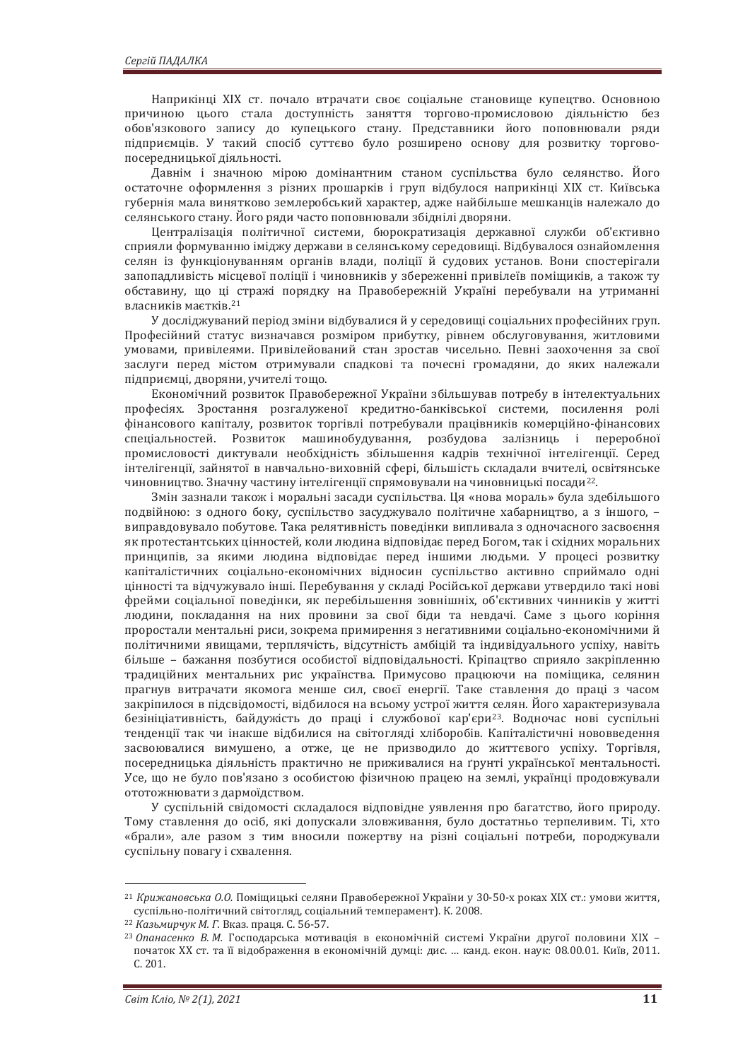Наприкінці XIX ст. почало втрачати своє соціальне становище купецтво. Основною причиною цього стала доступність заняття торгово-промисловою діяльністю без обов'язкового запису до купецького стану. Представники його поповнювали ряди підприємців. У такий спосіб суттєво було розширено основу для розвитку торгово-посередницької діяльності.

Давнім і значною мірою домінантним станом суспільства було селянство. Його остаточне оформлення з різних прошарків і груп відбулося наприкінці XIX ст. Київська губернія мала винятково землеробський характер, адже найбільше мешканців належало до селянського стану. Його ряди часто поповнювали збіднілі дворяни.

Централізація політичної системи, бюрократизація державної служби об'єктивно сприяли формуванню іміджу держави в селянському середовищі. Відбувалося ознайомлення селян із функціонуванням органів влади, поліції й судових установ. Вони спостерігали запопадливість місцевої поліції і чиновників у збереженні привілеїв поміщиків, а також ту обставину, що ці стражі порядку на Правобережній Україні перебували на утриманні власників маєтків.[21]

У досліджуваний період зміни відбувалися й у середовищі соціальних професійних груп. Професійний статус визначався розміром прибутку, рівнем обслуговування, житловими умовами, привілеями. Привілейований стан зростав чисельно. Певні заохочення за свої заслуги перед містом отримували спадкові та почесні громадяни, до яких належали підприємці, дворяни, учителі тощо.

Економічний розвиток Правобережної України збільшував потребу в інтелектуальних професіях. Зростання розгалуженої кредитно-банківської системи, посилення ролі фінансового капіталу, розвиток торгівлі потребували працівників комерційно-фінансових спеціальностей. Розвиток машинобудування, розбудова залізниць і переробної промисловості диктували необхідність збільшення кадрів технічної інтелігенції. Серед інтелігенції, зайнятої в навчально-виховній сфері, більшість складали вчителі, освітянське чиновництво. Значну частину інтелігенції спрямовували на чиновницькі посади[22].

Змін зазнали також і моральні засади суспільства. Ця «нова мораль» була здебільшого подвійною: з одного боку, суспільство засуджувало політичне хабарництво, а з іншого, – виправдовувало побутове. Така релятивність поведінки випливала з одночасного засвоєння як протестантських цінностей, коли людина відповідає перед Богом, так і східних моральних принципів, за якими людина відповідає перед іншими людьми. У процесі розвитку капіталістичних соціально-економічних відносин суспільство активно сприймало одні цінності та відчужувало інші. Перебування у складі Російської держави утвердило такі нові фрейми соціальної поведінки, як перебільшення зовнішніх, об'єктивних чинників у житті людини, покладання на них провини за свої біди та невдачі. Саме з цього коріння проростали ментальні риси, зокрема примирення з негативними соціально-економічними й політичними явищами, терплячість, відсутність амбіцій та індивідуального успіху, навіть більше – бажання позбутися особистої відповідальності. Кріпацтво сприяло закріпленню традиційних ментальних рис українства. Примусово працюючи на поміщика, селянин прагнув витрачати якомога менше сил, своєї енергії. Таке ставлення до праці з часом закріпилося в підсвідомості, відбилося на всьому устрої життя селян. Його характеризувала безініціативність, байдужість до праці і службової кар'єри[23]. Водночас нові суспільні тенденції так чи інакше відбилися на світогляді хліборобів. Капіталістичні нововведення засвоювалися вимушено, а отже, це не призводило до життєвого успіху. Торгівля, посередницька діяльність практично не приживалися на ґрунті української ментальності. Усе, що не було пов'язано з особистою фізичною працею на землі, українці продовжували ототожнювати з дармоїдством.

У суспільній свідомості складалося відповідне уявлення про багатство, його природу. Тому ставлення до осіб, які допускали зловживання, було достатньо терпеливим. Ті, хто «брали», але разом з тим вносили пожертву на різні соціальні потреби, породжували суспільну повагу і схвалення.

---

[21] *Крижановська О.О.* Поміщицькі селяни Правобережної України у 30-50-х роках XIX ст.: умови життя, суспільно-політичний світогляд, соціальний темперамент). К. 2008.

[22] *Казьмирчук М. Г.* Вказ. праця. С. 56-57.

[23] *Опанасенко В. М.* Господарська мотивація в економічній системі України другої половини XIX – початок XX ст. та її відображення в економічній думці: дис. … канд. екон. наук: 08.00.01. Київ, 2011. С. 201.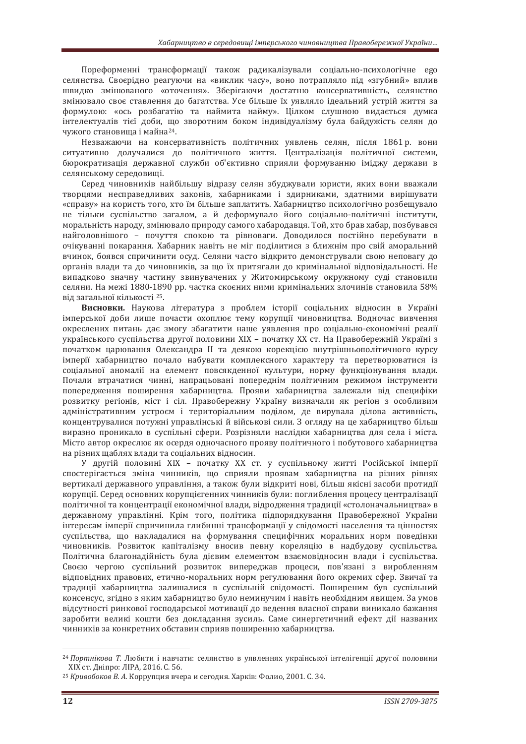Пореформенні трансформації також радикалізували соціально-психологічне ego селянства. Своєрідно реагуючи на «виклик часу», воно потрапляло під «згубний» вплив швидко змінюваного «оточення». Зберігаючи достатню консервативність, селянство змінювало своє ставлення до багатства. Усе більше їх уявляло ідеальний устрій життя за формулою: «ось розбагатію та наймита найму». Цілком слушною видається думка інтелектуалів тієї доби, що зворотним боком індивідуалізму була байдужість селян до чужого становища і майна[24].

Незважаючи на консервативність політичних уявлень селян, після 1861 р. вони ситуативно долучалися до політичного життя. Централізація політичної системи, бюрократизація державної служби об'єктивно сприяли формуванню іміджу держави в селянському середовищі.

Серед чиновників найбільшу відразу селян збуджували юристи, яких вони вважали творцями несправедливих законів, хабарниками і здирниками, здатними вирішувати «справу» на користь того, хто їм більше заплатить. Хабарництво психологічно розбещувало не тільки суспільство загалом, а й деформувало його соціально-політичні інститути, моральність народу, змінювало природу самого хабародавця. Той, хто брав хабар, позбувався найголовнішого – почуття спокою та рівноваги. Доводилося постійно перебувати в очікуванні покарання. Хабарник навіть не міг поділитися з ближнім про свій аморальний вчинок, боявся спричинити осуд. Селяни часто відкрито демонстрували свою неповагу до органів влади та до чиновників, за що їх притягали до кримінальної відповідальності. Не випадково значну частину звинувачених у Житомирському окружному суді становили селяни. На межі 1880-1890 рр. частка скоєних ними кримінальних злочинів становила 58% від загальної кількості [25].

**Висновки.** Наукова література з проблем історії соціальних відносин в Україні імперської доби лише почасти охоплює тему корупції чиновництва. Водночас вивчення окреслених питань дає змогу збагатити наше уявлення про соціально-економічні реалії українського суспільства другої половини XIX – початку XX ст. На Правобережній Україні з початком царювання Олександра ІІ та деякою корекцією внутрішньополітичного курсу імперії хабарництво почало набувати комплексного характеру та перетворюватися із соціальної аномалії на елемент повсякденної культури, норму функціонування влади. Почали втрачатися чинні, напрацьовані попереднім політичним режимом інструменти попередження поширення хабарництва. Прояви хабарництва залежали від специфіки розвитку регіонів, міст і сіл. Правобережну Україну визначали як регіон з особливим адміністративним устроєм і територіальним поділом, де вирувала ділова активність, концентрувалися потужні управлінські й військові сили. З огляду на це хабарництво більш виразно проникало в суспільні сфери. Розрізняли наслідки хабарництва для села і міста. Місто автор окреслює як осердя одночасного прояву політичного і побутового хабарництва на різних щаблях влади та соціальних відносин.

У другій половині XIX – початку XX ст. у суспільному житті Російської імперії спостерігається зміна чинників, що сприяли проявам хабарництва на різних рівнях вертикалі державного управління, а також були відкриті нові, більш якісні засоби протидії корупції. Серед основних корупцієгенних чинників були: поглиблення процесу централізації політичної та концентрації економічної влади, відродження традиції «столоначальництва» в державному управлінні. Крім того, політика підпорядкування Правобережної України інтересам імперії спричинила глибинні трансформації у свідомості населення та цінностях суспільства, що накладалися на формування специфічних моральних норм поведінки чиновників. Розвиток капіталізму вносив певну кореляцію в надбудову суспільства. Політична благонадійність була дієвим елементом взаємовідносин влади і суспільства. Своєю чергою суспільний розвиток випереджав процеси, пов'язані з виробленням відповідних правових, етично-моральних норм регулювання його окремих сфер. Звичаї та традиції хабарництва залишалися в суспільній свідомості. Поширеним був суспільний консенсус, згідно з яким хабарництво було неминучим і навіть необхідним явищем. За умов відсутності ринкової господарської мотивації до ведення власної справи виникало бажання заробити великі кошти без докладання зусиль. Саме синергетичний ефект дії названих чинників за конкретних обставин сприяв поширенню хабарництва.

---

[24] *Портнікова Т.* Любити і навчати: селянство в уявленнях української інтелігенції другої половини XIX ст. Дніпро: ЛІРА, 2016. С. 56.

[25] *Кривобоков В. А.* Коррупция вчера и сегодня. Харків: Фолио, 2001. С. 34.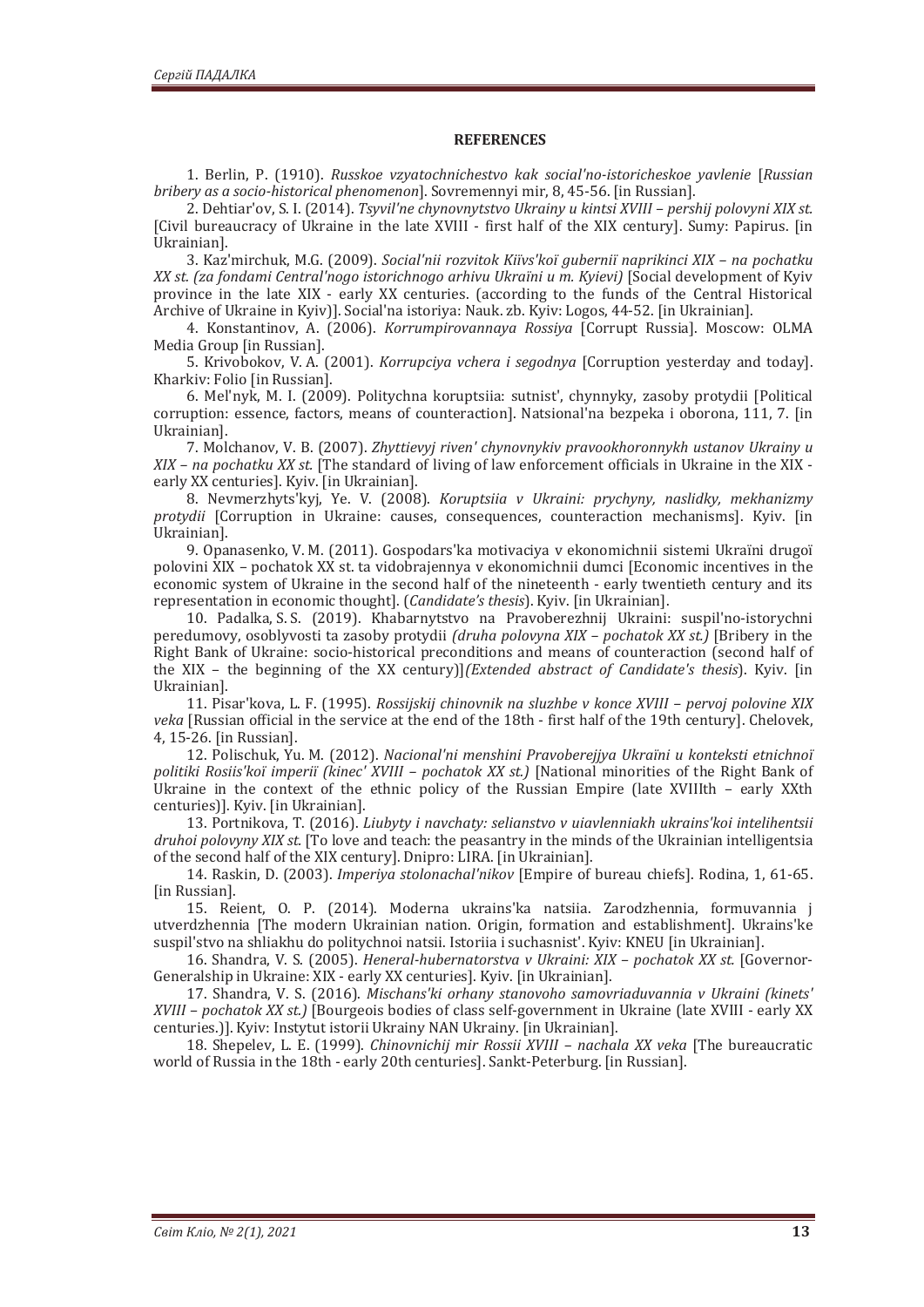**REFERENCES**

1. Berlin, P. (1910). *Russkoe vzyatochnichestvo kak social'no-istoricheskoe yavlenie* [*Russian bribery as a socio-historical phenomenon*]. Sovremennyi mir, 8, 45-56. [in Russian].

2. Dehtiar'ov, S. I. (2014). *Tsyvil'ne chynovnytstvo Ukrainy u kintsi XVIII – pershij polovyni XIX st.* [Civil bureaucracy of Ukraine in the late XVIII - first half of the XIX century]. Sumy: Papirus. [in Ukrainian].

3. Kaz'mirchuk, M.G. (2009). *Social'nii rozvitok Kiïvs'koï gubernii naprikinci XIX – na pochatku XX st. (za fondami Central'nogo istorichnogo arhivu Ukraïni u m. Kyievi)* [Social development of Kyiv province in the late XIX - early XX centuries. (according to the funds of the Central Historical Archive of Ukraine in Kyiv)]. Social'na istoriya: Nauk. zb. Kyiv: Logos, 44-52. [in Ukrainian].

4. Konstantinov, A. (2006). *Korrumpirovannaya Rossiya* [Corrupt Russia]. Moscow: OLMA Media Group [in Russian].

5. Krivobokov, V. A. (2001). *Korrupciya vchera i segodnya* [Corruption yesterday and today]. Kharkiv: Folio [in Russian].

6. Mel'nyk, M. I. (2009). Politychna koruptsiia: sutnist', chynnyky, zasoby protydii [Political corruption: essence, factors, means of counteraction]. Natsional'na bezpeka i oborona, 111, 7. [in Ukrainian].

7. Molchanov, V. B. (2007). *Zhyttievyj riven' chynovnykiv pravookhoronnykh ustanov Ukrainy u XIX – na pochatku XX st.* [The standard of living of law enforcement officials in Ukraine in the XIX - early XX centuries]. Kyiv. [in Ukrainian].

8. Nevmerzhyts'kyj, Ye. V. (2008). *Koruptsiia v Ukraini: prychyny, naslidky, mekhanizmy protydii* [Corruption in Ukraine: causes, consequences, counteraction mechanisms]. Kyiv. [in Ukrainian].

9. Opanasenko, V. M. (2011). Gospodars'ka motivaciya v ekonomichnii sistemi Ukraïni drugoï polovini XIX – pochatok XX st. ta vidobrajennya v ekonomichnii dumci [Economic incentives in the economic system of Ukraine in the second half of the nineteenth - early twentieth century and its representation in economic thought]. (*Candidate's thesis*). Kyiv. [in Ukrainian].

10. Padalka, S. S. (2019). Khabarnytstvo na Pravoberezhnij Ukraini: suspil'no-istorychni peredumovy, osoblyvosti ta zasoby protydii *(druha polovyna XIX – pochatok XX st.)* [Bribery in the Right Bank of Ukraine: socio-historical preconditions and means of counteraction (second half of the XIX – the beginning of the XX century)]*(Extended abstract of Candidate's thesis*). Kyiv. [in Ukrainian].

11. Pisar'kova, L. F. (1995). *Rossijskij chinovnik na sluzhbe v konce XVIII – pervoj polovine XIX veka* [Russian official in the service at the end of the 18th - first half of the 19th century]. Chelovek, 4, 15-26. [in Russian].

12. Polischuk, Yu. M. (2012). *Nacional'ni menshini Pravoberejjya Ukraïni u konteksti etnichnoï politiki Rosiis'koï imperiï (kinec' XVIII – pochatok XX st.)* [National minorities of the Right Bank of Ukraine in the context of the ethnic policy of the Russian Empire (late XVIIIth – early XXth centuries)]. Kyiv. [in Ukrainian].

13. Portnikova, T. (2016). *Liubyty i navchaty: selianstvo v uiavlenniakh ukrains'koi intelihentsii druhoi polovyny XIX st.* [To love and teach: the peasantry in the minds of the Ukrainian intelligentsia of the second half of the XIX century]. Dnipro: LIRA. [in Ukrainian].

14. Raskin, D. (2003). *Imperiya stolonachal'nikov* [Empire of bureau chiefs]. Rodina, 1, 61-65. [in Russian].

15. Reient, O. P. (2014). Moderna ukrains'ka natsiia. Zarodzhennia, formuvannia j utverdzhennia [The modern Ukrainian nation. Origin, formation and establishment]. Ukrains'ke suspil'stvo na shliakhu do politychnoi natsii. Istoriia i suchasnist'. Kyiv: KNEU [in Ukrainian].

16. Shandra, V. S. (2005). *Heneral-hubernatorstva v Ukraini: XIX – pochatok XX st.* [Governor-Generalship in Ukraine: XIX - early XX centuries]. Kyiv. [in Ukrainian].

17. Shandra, V. S. (2016). *Mischans'ki orhany stanovoho samovriaduvannia v Ukraini (kinets' XVIII – pochatok XX st.)* [Bourgeois bodies of class self-government in Ukraine (late XVIII - early XX centuries.)]. Kyiv: Instytut istorii Ukrainy NAN Ukrainy. [in Ukrainian].

18. Shepelev, L. E. (1999). *Chinovnichij mir Rossii XVIII – nachala XX veka* [The bureaucratic world of Russia in the 18th - early 20th centuries]. Sankt-Peterburg. [in Russian].